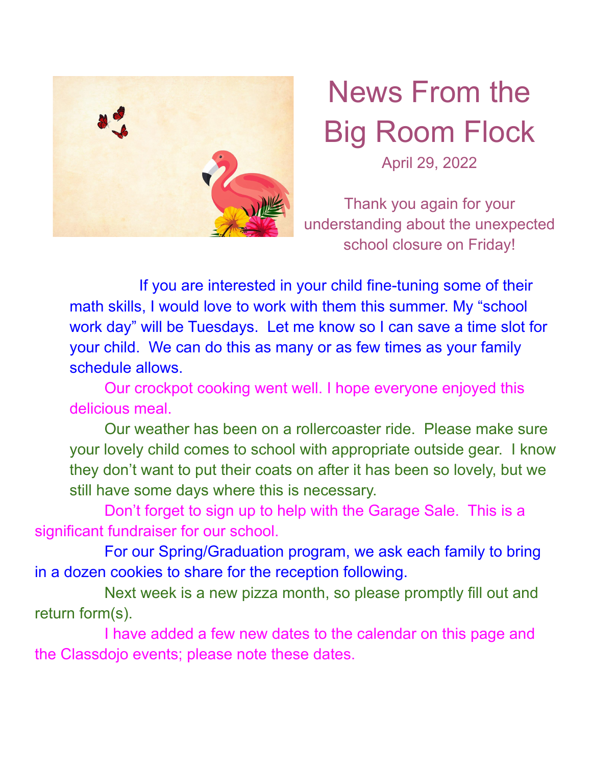# News From the Big Room Flock

April 29, 2022

Thank you again for your understanding about the unexpected school closure on Friday!

If you are interested in your child fine-tuning some of their math skills, I would love to work with them this summer. My "school work day" will be Tuesdays. Let me know so I can save a time slot for your child. We can do this as many or as few times as your family schedule allows.

Our crockpot cooking went well. I hope everyone enjoyed this delicious meal.

Our weather has been on a rollercoaster ride. Please make sure your lovely child comes to school with appropriate outside gear. I know they don't want to put their coats on after it has been so lovely, but we still have some days where this is necessary.

Don't forget to sign up to help with the Garage Sale. This is a significant fundraiser for our school.

For our Spring/Graduation program, we ask each family to bring in a dozen cookies to share for the reception following.

Next week is a new pizza month, so please promptly fill out and return form(s).

I have added a few new dates to the calendar on this page and the Classdojo events; please note these dates.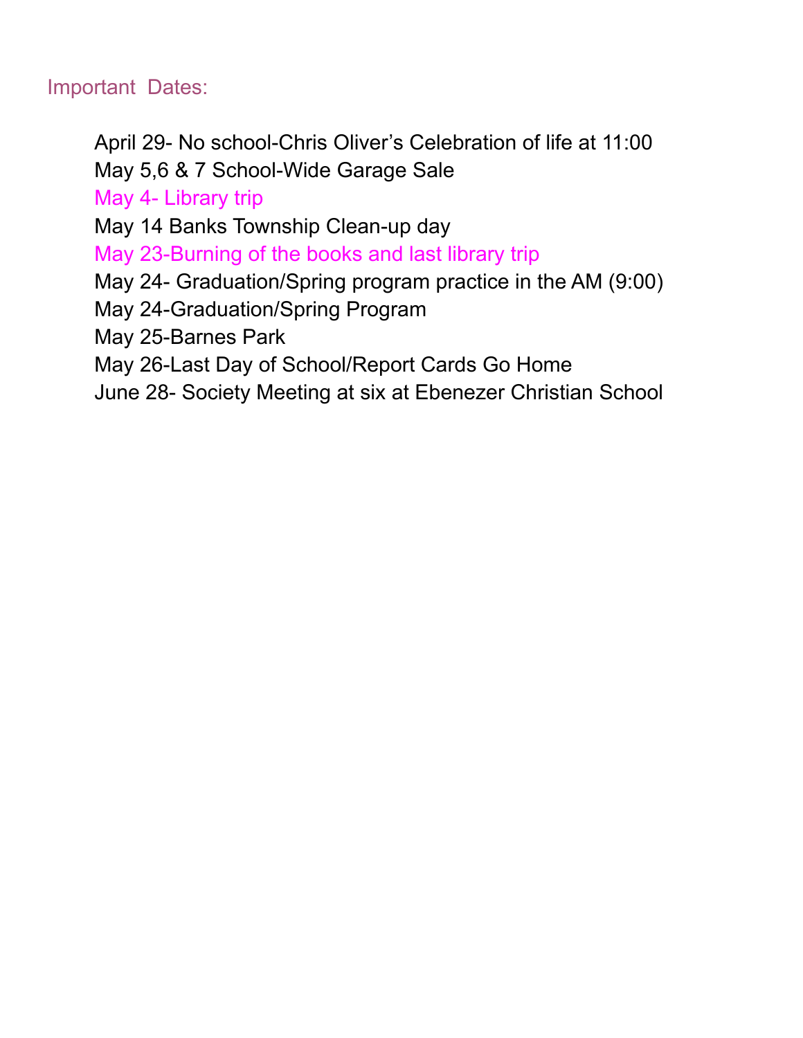## Important Dates:

April 29- No school-Chris Oliver's Celebration of life at 11:00
May 5,6 & 7 School-Wide Garage Sale
May 4- Library trip
May 14 Banks Township Clean-up day
May 23-Burning of the books and last library trip
May 24- Graduation/Spring program practice in the AM (9:00)
May 24-Graduation/Spring Program
May 25-Barnes Park
May 26-Last Day of School/Report Cards Go Home
June 28- Society Meeting at six at Ebenezer Christian School